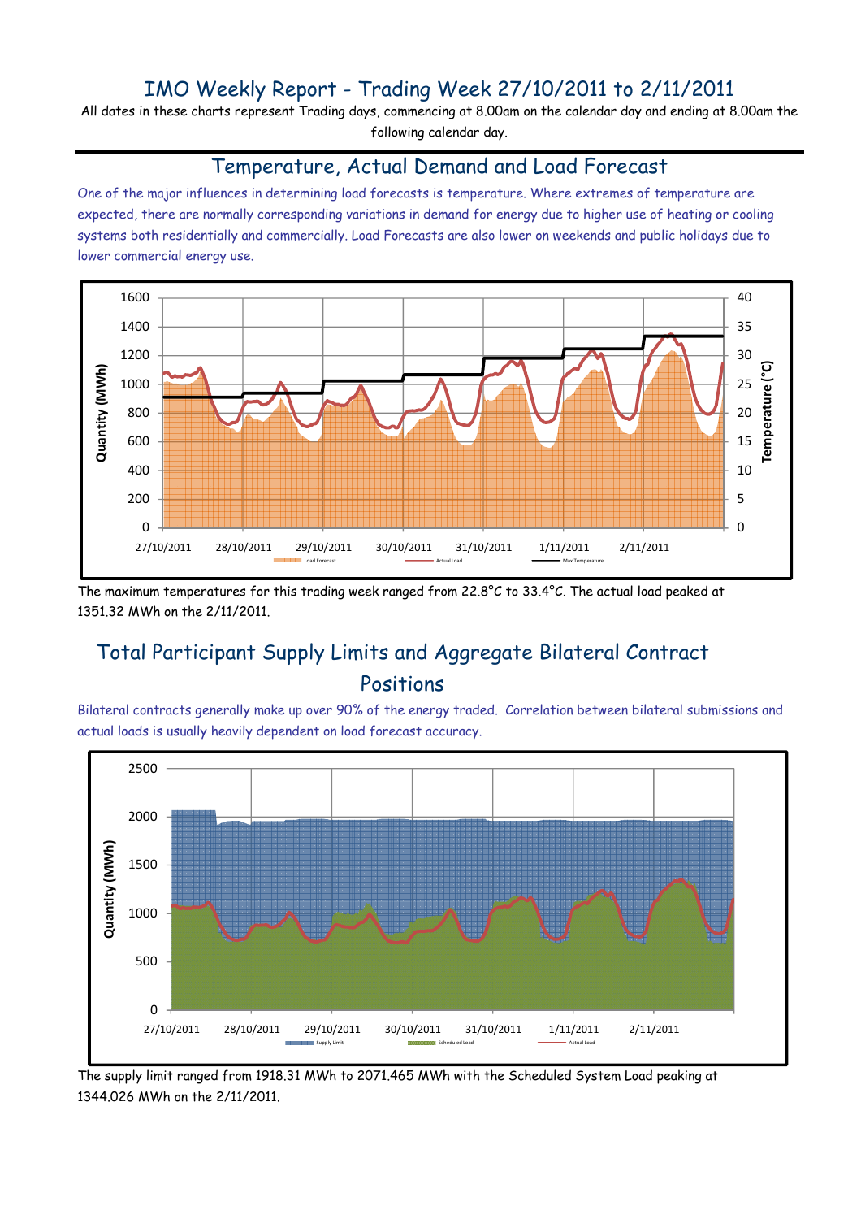# IMO Weekly Report - Trading Week 27/10/2011 to 2/11/2011

All dates in these charts represent Trading days, commencing at 8.00am on the calendar day and ending at 8.00am the following calendar day.

## Temperature, Actual Demand and Load Forecast

One of the major influences in determining load forecasts is temperature. Where extremes of temperature are expected, there are normally corresponding variations in demand for energy due to higher use of heating or cooling systems both residentially and commercially. Load Forecasts are also lower on weekends and public holidays due to lower commercial energy use.

The maximum temperatures for this trading week ranged from 22.8°C to 33.4°C. The actual load peaked at 1351.32 MWh on the 2/11/2011.

## Total Participant Supply Limits and Aggregate Bilateral Contract Positions

Bilateral contracts generally make up over 90% of the energy traded. Correlation between bilateral submissions and actual loads is usually heavily dependent on load forecast accuracy.

The supply limit ranged from 1918.31 MWh to 2071.465 MWh with the Scheduled System Load peaking at 1344.026 MWh on the 2/11/2011.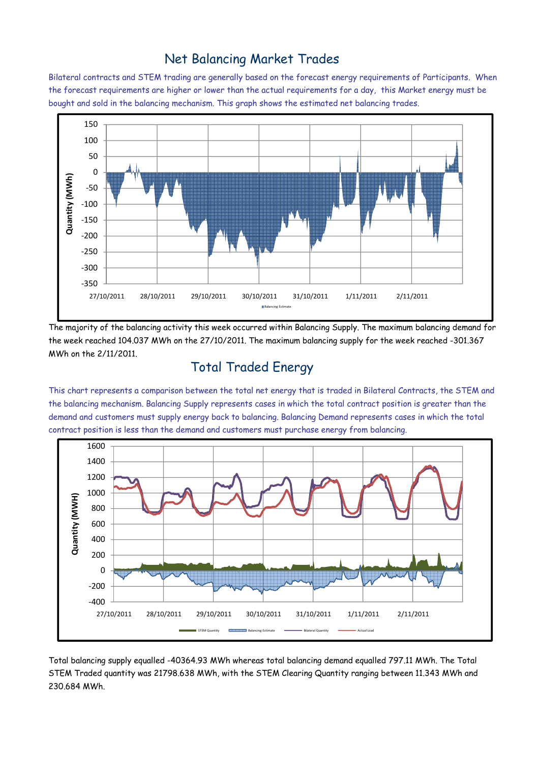# Net Balancing Market Trades

Bilateral contracts and STEM trading are generally based on the forecast energy requirements of Participants. When the forecast requirements are higher or lower than the actual requirements for a day, this Market energy must be bought and sold in the balancing mechanism. This graph shows the estimated net balancing trades.

The majority of the balancing activity this week occurred within Balancing Supply. The maximum balancing demand for the week reached 104.037 MWh on the 27/10/2011. The maximum balancing supply for the week reached -301.367 MWh on the 2/11/2011.

# Total Traded Energy

This chart represents a comparison between the total net energy that is traded in Bilateral Contracts, the STEM and the balancing mechanism. Balancing Supply represents cases in which the total contract position is greater than the demand and customers must supply energy back to balancing. Balancing Demand represents cases in which the total contract position is less than the demand and customers must purchase energy from balancing.

Total balancing supply equalled -40364.93 MWh whereas total balancing demand equalled 797.11 MWh. The Total STEM Traded quantity was 21798.638 MWh, with the STEM Clearing Quantity ranging between 11.343 MWh and 230.684 MWh.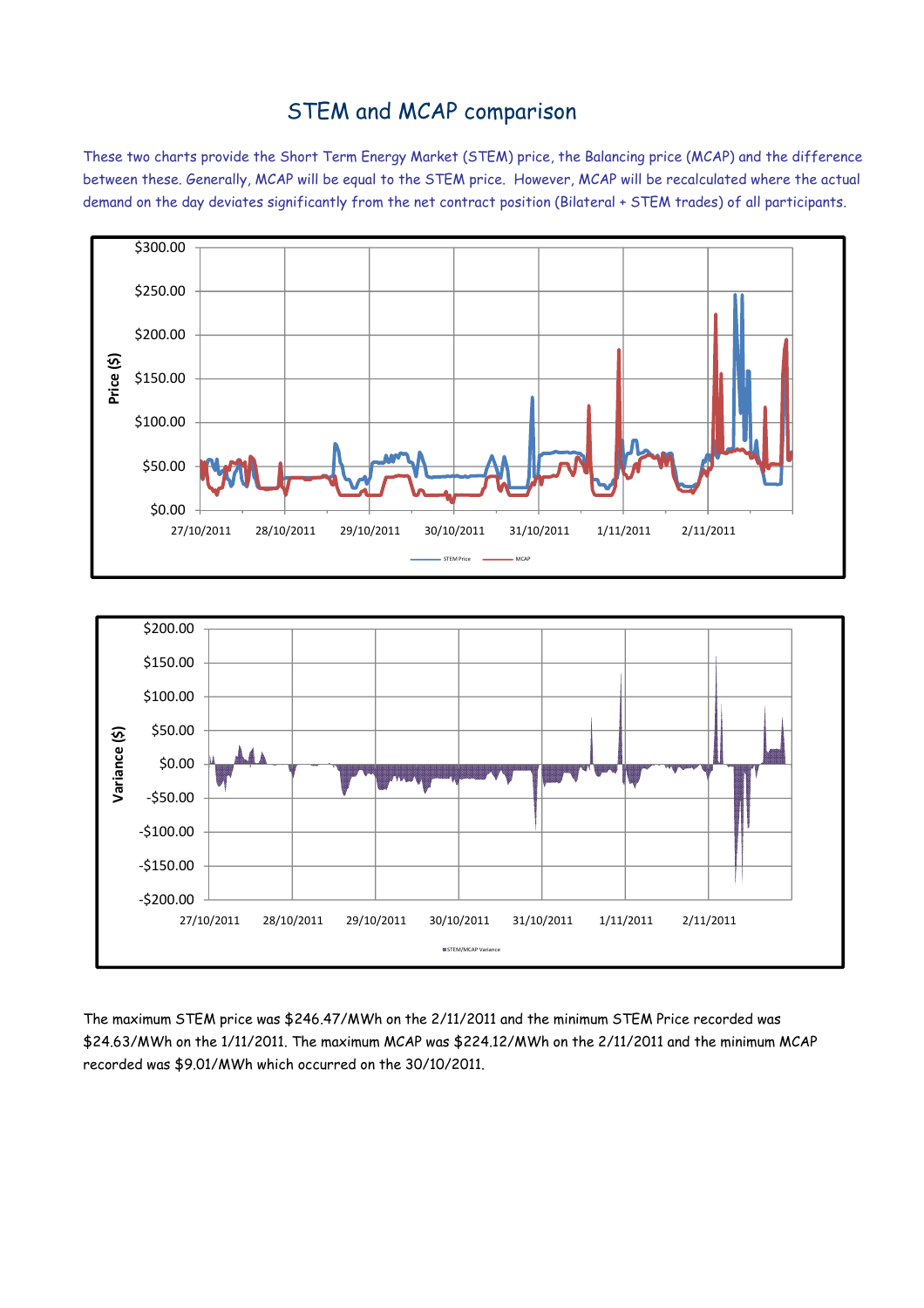# STEM and MCAP comparison

These two charts provide the Short Term Energy Market (STEM) price, the Balancing price (MCAP) and the difference between these. Generally, MCAP will be equal to the STEM price. However, MCAP will be recalculated where the actual demand on the day deviates significantly from the net contract position (Bilateral + STEM trades) of all participants.

Price ($)

$300.00
$250.00
$200.00
$150.00
$100.00
$50.00
$0.00

27/10/2011
28/10/2011
29/10/2011
30/10/2011
31/10/2011
1/11/2011
2/11/2011

STEM Price
MCAP

Variance ($)

$200.00
$150.00
$100.00
$50.00
$0.00
-$50.00
-$100.00
-$150.00
-$200.00

27/10/2011
28/10/2011
29/10/2011
30/10/2011
31/10/2011
1/11/2011
2/11/2011

STEM/MCAP Variance

The maximum STEM price was $246.47/MWh on the 2/11/2011 and the minimum STEM Price recorded was $24.63/MWh on the 1/11/2011. The maximum MCAP was $224.12/MWh on the 2/11/2011 and the minimum MCAP recorded was $9.01/MWh which occurred on the 30/10/2011.